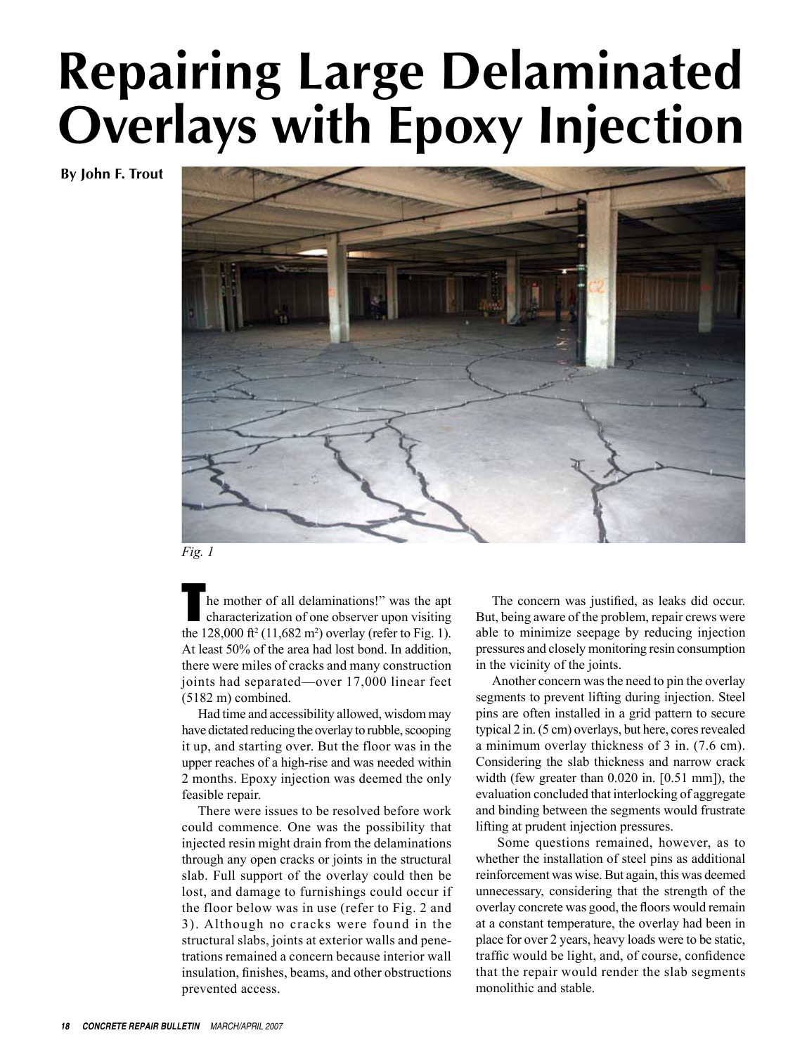# Repairing Large Delaminated Overlays with Epoxy Injection

**By John F. Trout**

*Fig. 1*

"The mother of all delaminations!" was the apt characterization of one observer upon visiting the 128,000 ft$^2$ (11,682 m$^2$) overlay (refer to Fig. 1). At least 50% of the area had lost bond. In addition, there were miles of cracks and many construction joints had separated—over 17,000 linear feet (5182 m) combined.

Had time and accessibility allowed, wisdom may have dictated reducing the overlay to rubble, scooping it up, and starting over. But the floor was in the upper reaches of a high-rise and was needed within 2 months. Epoxy injection was deemed the only feasible repair.

There were issues to be resolved before work could commence. One was the possibility that injected resin might drain from the delaminations through any open cracks or joints in the structural slab. Full support of the overlay could then be lost, and damage to furnishings could occur if the floor below was in use (refer to Fig. 2 and 3). Although no cracks were found in the structural slabs, joints at exterior walls and penetrations remained a concern because interior wall insulation, finishes, beams, and other obstructions prevented access.

The concern was justified, as leaks did occur. But, being aware of the problem, repair crews were able to minimize seepage by reducing injection pressures and closely monitoring resin consumption in the vicinity of the joints.

Another concern was the need to pin the overlay segments to prevent lifting during injection. Steel pins are often installed in a grid pattern to secure typical 2 in. (5 cm) overlays, but here, cores revealed a minimum overlay thickness of 3 in. (7.6 cm). Considering the slab thickness and narrow crack width (few greater than 0.020 in. [0.51 mm]), the evaluation concluded that interlocking of aggregate and binding between the segments would frustrate lifting at prudent injection pressures.

Some questions remained, however, as to whether the installation of steel pins as additional reinforcement was wise. But again, this was deemed unnecessary, considering that the strength of the overlay concrete was good, the floors would remain at a constant temperature, the overlay had been in place for over 2 years, heavy loads were to be static, traffic would be light, and, of course, confidence that the repair would render the slab segments monolithic and stable.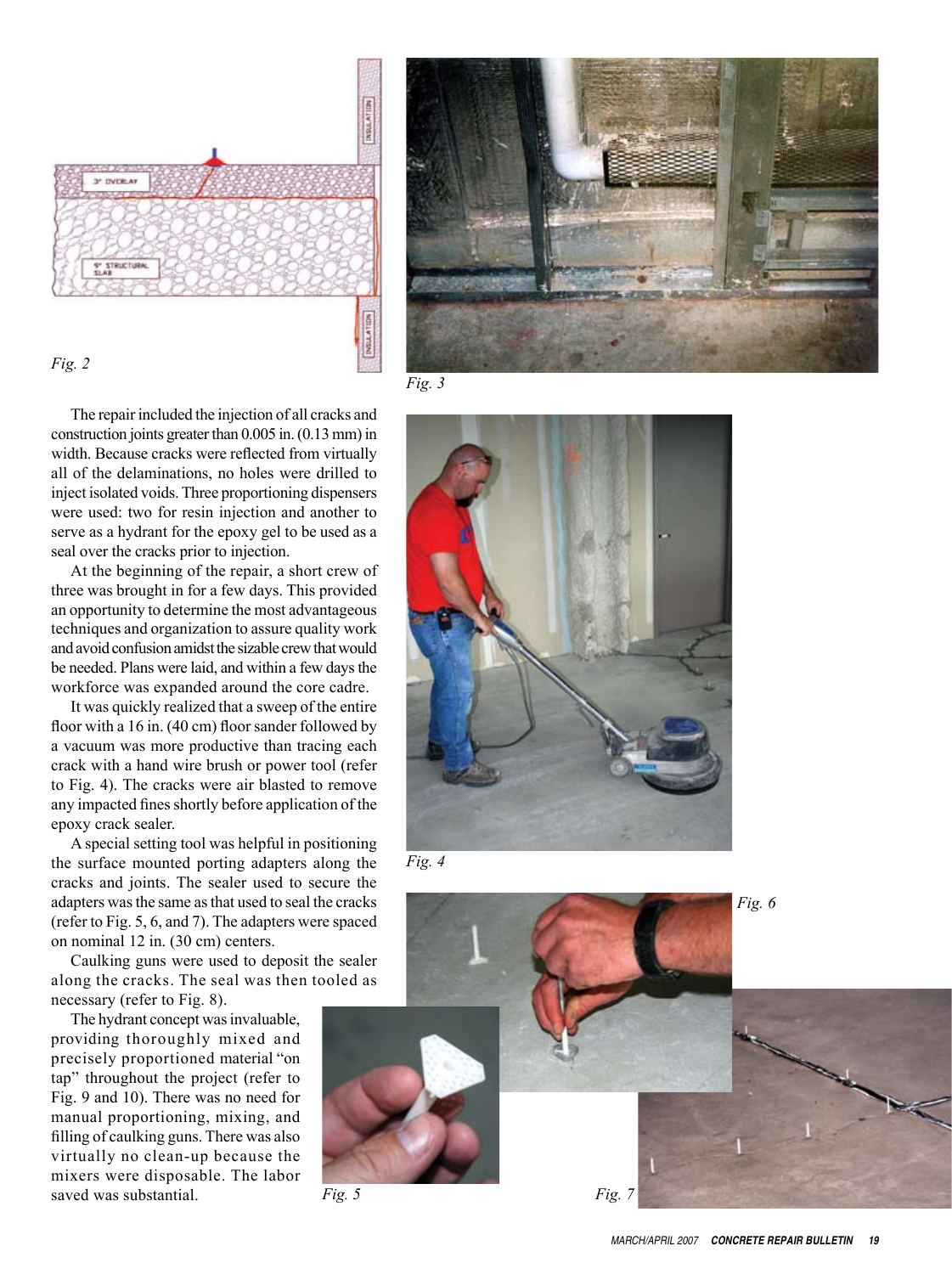Fig. 2

Fig. 3

The repair included the injection of all cracks and construction joints greater than 0.005 in. (0.13 mm) in width. Because cracks were reflected from virtually all of the delaminations, no holes were drilled to inject isolated voids. Three proportioning dispensers were used: two for resin injection and another to serve as a hydrant for the epoxy gel to be used as a seal over the cracks prior to injection.

At the beginning of the repair, a short crew of three was brought in for a few days. This provided an opportunity to determine the most advantageous techniques and organization to assure quality work and avoid confusion amidst the sizable crew that would be needed. Plans were laid, and within a few days the workforce was expanded around the core cadre.

It was quickly realized that a sweep of the entire floor with a 16 in. (40 cm) floor sander followed by a vacuum was more productive than tracing each crack with a hand wire brush or power tool (refer to Fig. 4). The cracks were air blasted to remove any impacted fines shortly before application of the epoxy crack sealer.

A special setting tool was helpful in positioning the surface mounted porting adapters along the cracks and joints. The sealer used to secure the adapters was the same as that used to seal the cracks (refer to Fig. 5, 6, and 7). The adapters were spaced on nominal 12 in. (30 cm) centers.

Caulking guns were used to deposit the sealer along the cracks. The seal was then tooled as necessary (refer to Fig. 8).

The hydrant concept was invaluable, providing thoroughly mixed and precisely proportioned material "on tap" throughout the project (refer to Fig. 9 and 10). There was no need for manual proportioning, mixing, and filling of caulking guns. There was also virtually no clean-up because the mixers were disposable. The labor saved was substantial.

Fig. 4

Fig. 6

Fig. 5

Fig. 7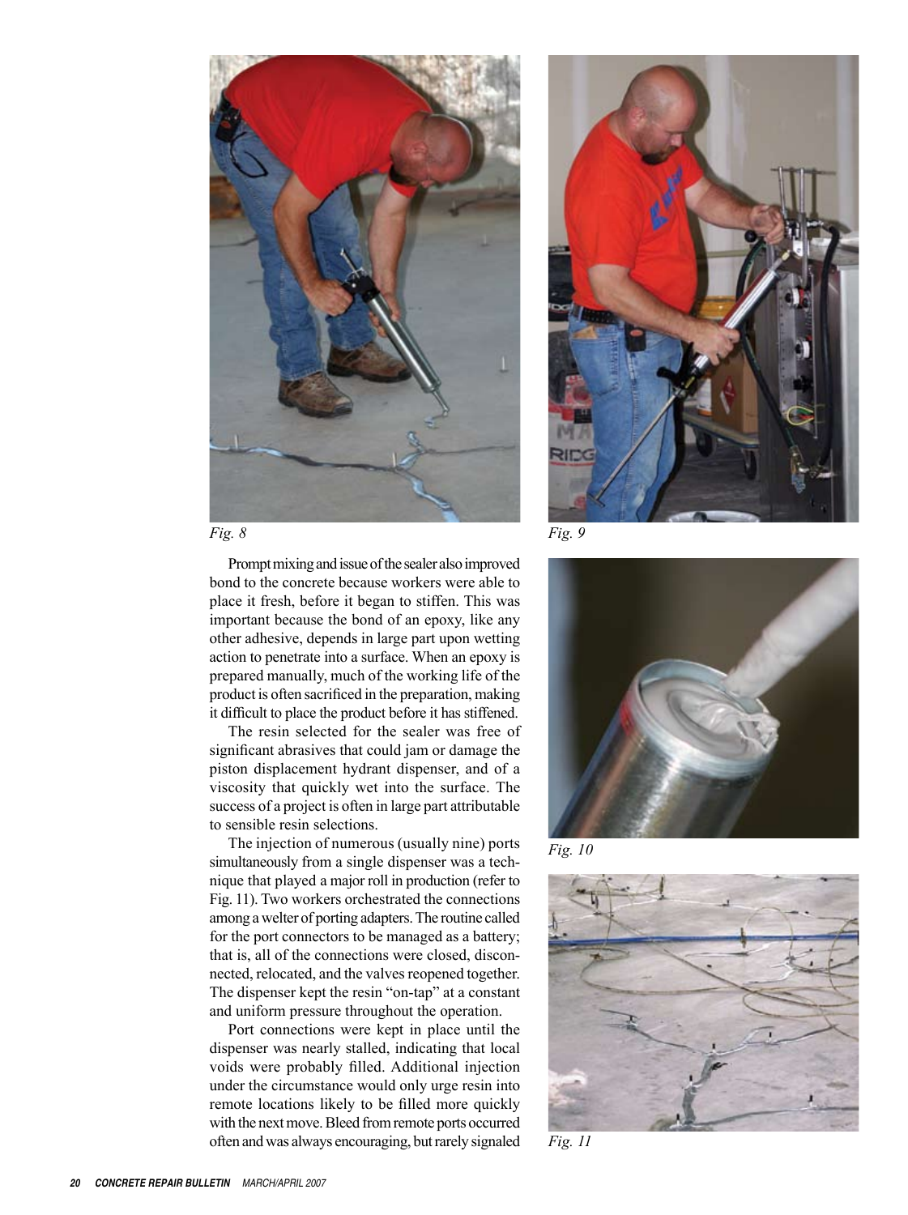Fig. 8

Fig. 9

Fig. 10

Fig. 11

Prompt mixing and issue of the sealer also improved bond to the concrete because workers were able to place it fresh, before it began to stiffen. This was important because the bond of an epoxy, like any other adhesive, depends in large part upon wetting action to penetrate into a surface. When an epoxy is prepared manually, much of the working life of the product is often sacrificed in the preparation, making it difficult to place the product before it has stiffened.

The resin selected for the sealer was free of significant abrasives that could jam or damage the piston displacement hydrant dispenser, and of a viscosity that quickly wet into the surface. The success of a project is often in large part attributable to sensible resin selections.

The injection of numerous (usually nine) ports simultaneously from a single dispenser was a technique that played a major roll in production (refer to Fig. 11). Two workers orchestrated the connections among a welter of porting adapters. The routine called for the port connectors to be managed as a battery; that is, all of the connections were closed, disconnected, relocated, and the valves reopened together. The dispenser kept the resin "on-tap" at a constant and uniform pressure throughout the operation.

Port connections were kept in place until the dispenser was nearly stalled, indicating that local voids were probably filled. Additional injection under the circumstance would only urge resin into remote locations likely to be filled more quickly with the next move. Bleed from remote ports occurred often and was always encouraging, but rarely signaled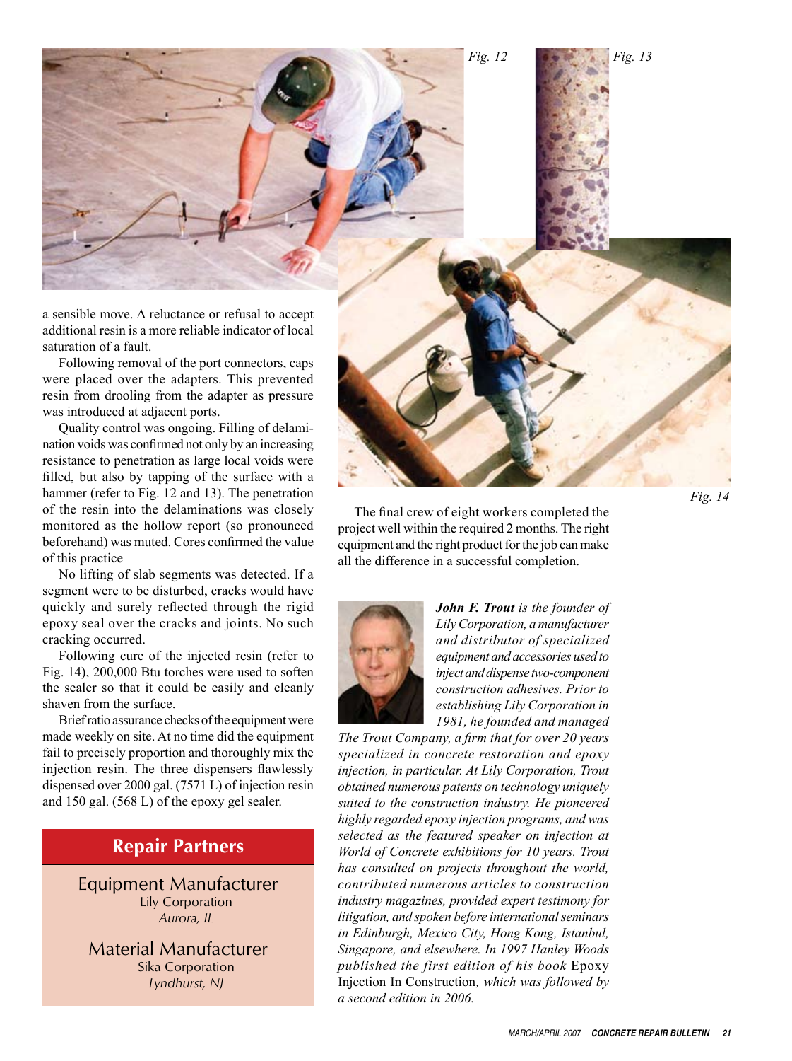Fig. 12

Fig. 13

a sensible move. A reluctance or refusal to accept additional resin is a more reliable indicator of local saturation of a fault.

Following removal of the port connectors, caps were placed over the adapters. This prevented resin from drooling from the adapter as pressure was introduced at adjacent ports.

Quality control was ongoing. Filling of delamination voids was confirmed not only by an increasing resistance to penetration as large local voids were filled, but also by tapping of the surface with a hammer (refer to Fig. 12 and 13). The penetration of the resin into the delaminations was closely monitored as the hollow report (so pronounced beforehand) was muted. Cores confirmed the value of this practice

No lifting of slab segments was detected. If a segment were to be disturbed, cracks would have quickly and surely reflected through the rigid epoxy seal over the cracks and joints. No such cracking occurred.

Following cure of the injected resin (refer to Fig. 14), 200,000 Btu torches were used to soften the sealer so that it could be easily and cleanly shaven from the surface.

Brief ratio assurance checks of the equipment were made weekly on site. At no time did the equipment fail to precisely proportion and thoroughly mix the injection resin. The three dispensers flawlessly dispensed over 2000 gal. (7571 L) of injection resin and 150 gal. (568 L) of the epoxy gel sealer.

Fig. 14

The final crew of eight workers completed the project well within the required 2 months. The right equipment and the right product for the job can make all the difference in a successful completion.

## Repair Partners

**Equipment Manufacturer**
Lily Corporation
*Aurora, IL*

**Material Manufacturer**
Sika Corporation
*Lyndhurst, NJ*

***John F. Trout*** *is the founder of Lily Corporation, a manufacturer and distributor of specialized equipment and accessories used to inject and dispense two-component construction adhesives. Prior to establishing Lily Corporation in 1981, he founded and managed The Trout Company, a firm that for over 20 years specialized in concrete restoration and epoxy injection, in particular. At Lily Corporation, Trout obtained numerous patents on technology uniquely suited to the construction industry. He pioneered highly regarded epoxy injection programs, and was selected as the featured speaker on injection at World of Concrete exhibitions for 10 years. Trout has consulted on projects throughout the world, contributed numerous articles to construction industry magazines, provided expert testimony for litigation, and spoken before international seminars in Edinburgh, Mexico City, Hong Kong, Istanbul, Singapore, and elsewhere. In 1997 Hanley Woods published the first edition of his book* Epoxy Injection In Construction*, which was followed by a second edition in 2006.*